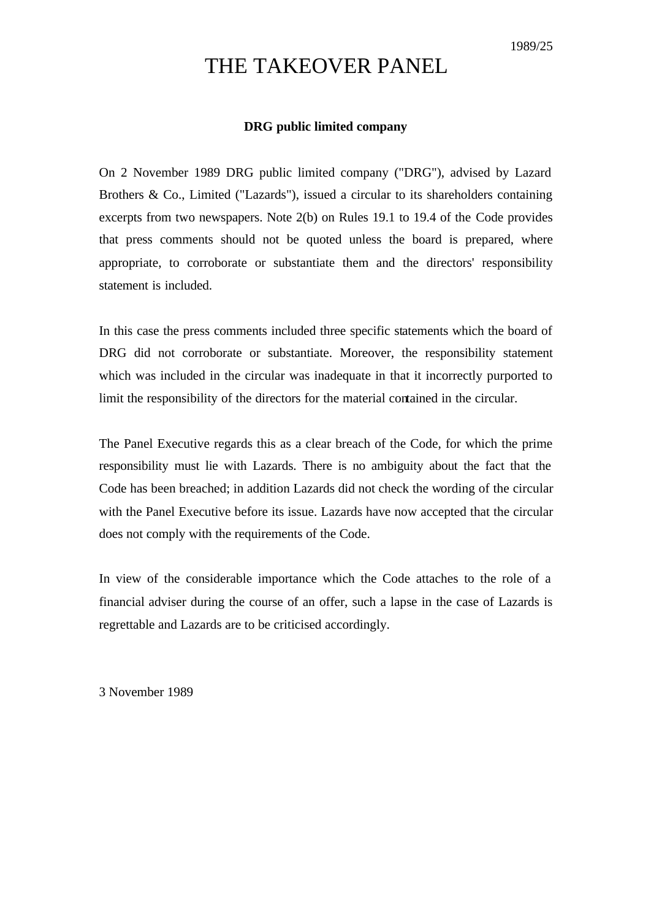1989/25

# THE TAKEOVER PANEL

**DRG public limited company**

On 2 November 1989 DRG public limited company ("DRG"), advised by Lazard Brothers & Co., Limited ("Lazards"), issued a circular to its shareholders containing excerpts from two newspapers. Note 2(b) on Rules 19.1 to 19.4 of the Code provides that press comments should not be quoted unless the board is prepared, where appropriate, to corroborate or substantiate them and the directors' responsibility statement is included.

In this case the press comments included three specific statements which the board of DRG did not corroborate or substantiate. Moreover, the responsibility statement which was included in the circular was inadequate in that it incorrectly purported to limit the responsibility of the directors for the material contained in the circular.

The Panel Executive regards this as a clear breach of the Code, for which the prime responsibility must lie with Lazards. There is no ambiguity about the fact that the Code has been breached; in addition Lazards did not check the wording of the circular with the Panel Executive before its issue. Lazards have now accepted that the circular does not comply with the requirements of the Code.

In view of the considerable importance which the Code attaches to the role of a financial adviser during the course of an offer, such a lapse in the case of Lazards is regrettable and Lazards are to be criticised accordingly.

3 November 1989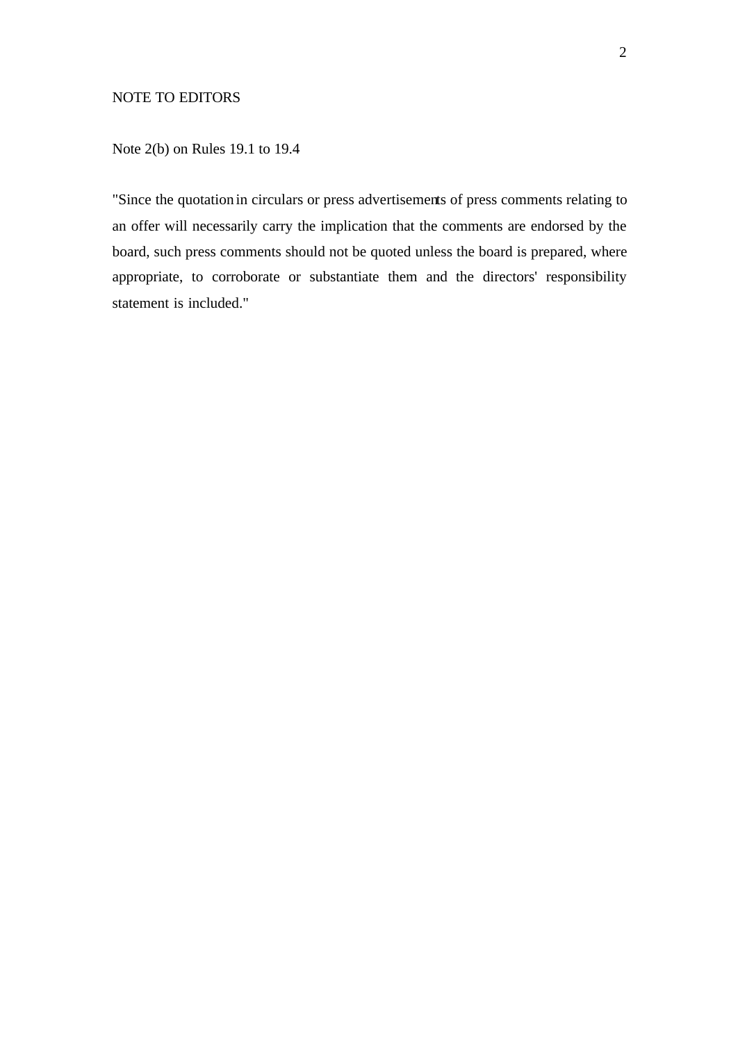NOTE TO EDITORS

Note 2(b) on Rules 19.1 to 19.4

"Since the quotation in circulars or press advertisements of press comments relating to an offer will necessarily carry the implication that the comments are endorsed by the board, such press comments should not be quoted unless the board is prepared, where appropriate, to corroborate or substantiate them and the directors' responsibility statement is included."